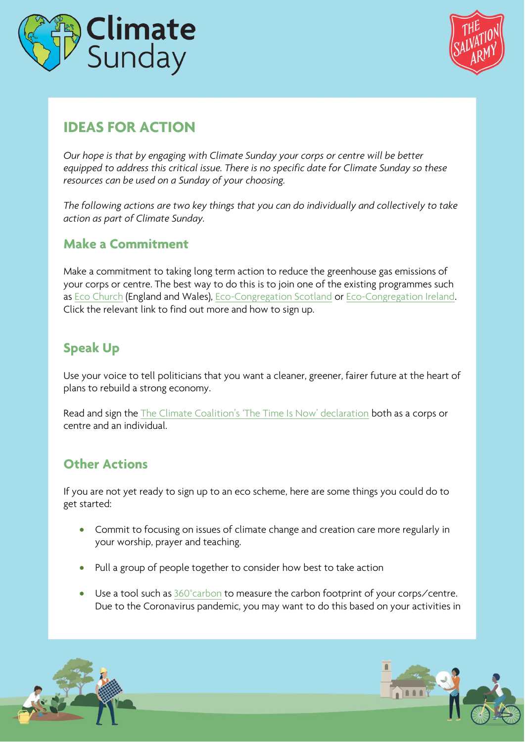# Climate Sunday

## IDEAS FOR ACTION

*Our hope is that by engaging with Climate Sunday your corps or centre will be better equipped to address this critical issue. There is no specific date for Climate Sunday so these resources can be used on a Sunday of your choosing.*

*The following actions are two key things that you can do individually and collectively to take action as part of Climate Sunday.*

### Make a Commitment

Make a commitment to taking long term action to reduce the greenhouse gas emissions of your corps or centre. The best way to do this is to join one of the existing programmes such as Eco Church (England and Wales), Eco-Congregation Scotland or Eco-Congregation Ireland. Click the relevant link to find out more and how to sign up.

### Speak Up

Use your voice to tell politicians that you want a cleaner, greener, fairer future at the heart of plans to rebuild a strong economy.

Read and sign the The Climate Coalition's 'The Time Is Now' declaration both as a corps or centre and an individual.

### Other Actions

If you are not yet ready to sign up to an eco scheme, here are some things you could do to get started:

- Commit to focusing on issues of climate change and creation care more regularly in your worship, prayer and teaching.
- Pull a group of people together to consider how best to take action
- Use a tool such as 360°carbon to measure the carbon footprint of your corps/centre. Due to the Coronavirus pandemic, you may want to do this based on your activities in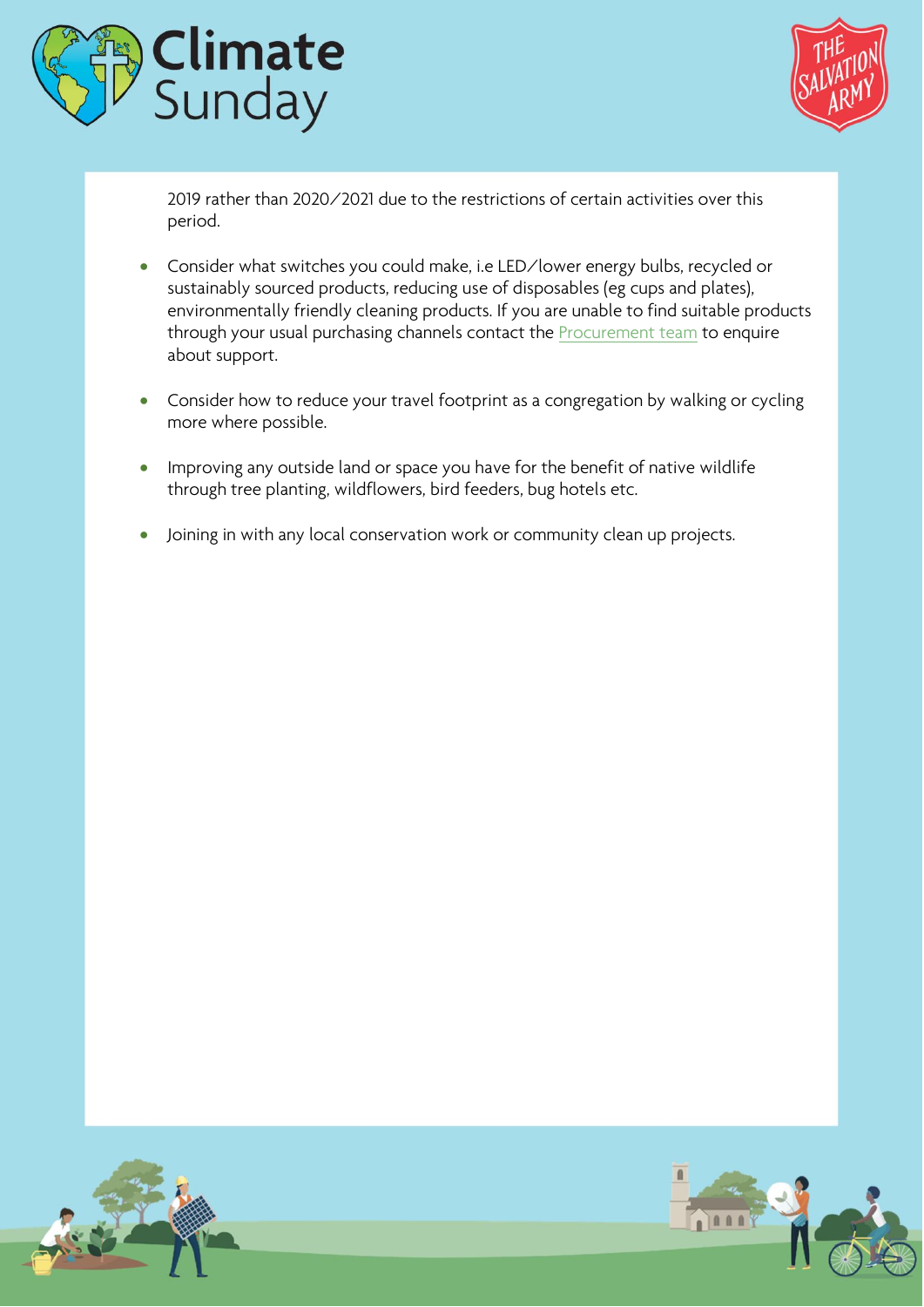2019 rather than 2020/2021 due to the restrictions of certain activities over this period.

- Consider what switches you could make, i.e LED/lower energy bulbs, recycled or sustainably sourced products, reducing use of disposables (eg cups and plates), environmentally friendly cleaning products. If you are unable to find suitable products through your usual purchasing channels contact the Procurement team to enquire about support.

- Consider how to reduce your travel footprint as a congregation by walking or cycling more where possible.

- Improving any outside land or space you have for the benefit of native wildlife through tree planting, wildflowers, bird feeders, bug hotels etc.

- Joining in with any local conservation work or community clean up projects.